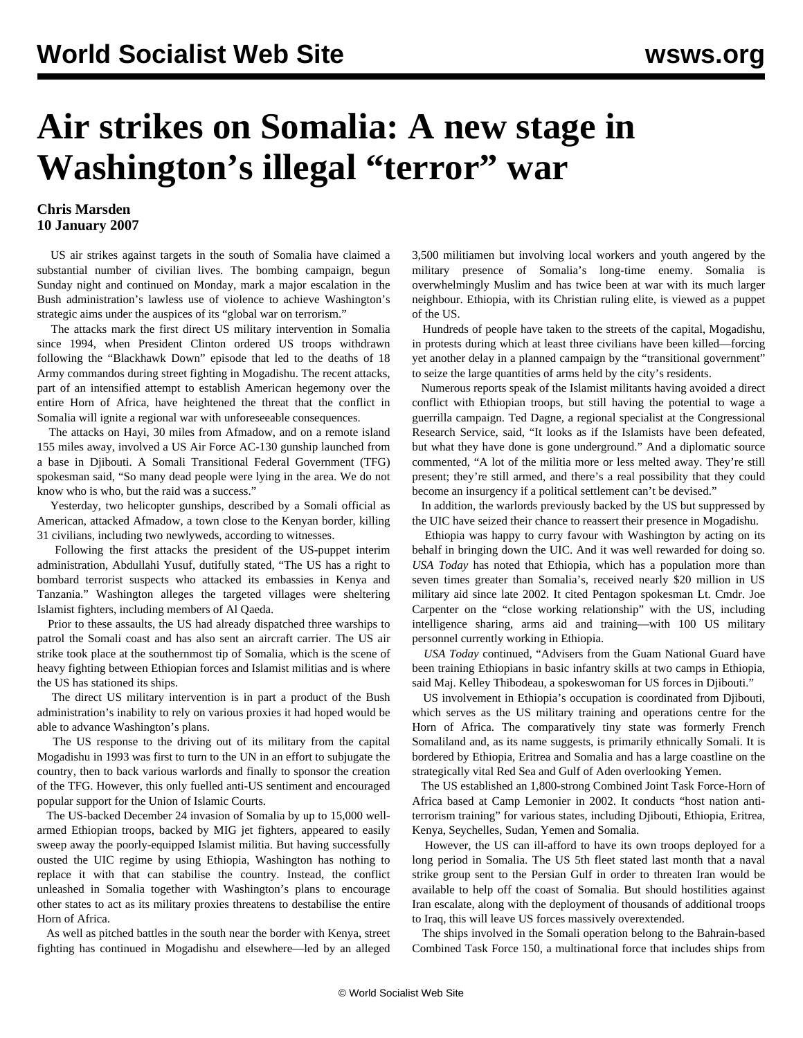# Air strikes on Somalia: A new stage in Washington's illegal "terror" war

**Chris Marsden**
**10 January 2007**

US air strikes against targets in the south of Somalia have claimed a substantial number of civilian lives. The bombing campaign, begun Sunday night and continued on Monday, mark a major escalation in the Bush administration's lawless use of violence to achieve Washington's strategic aims under the auspices of its "global war on terrorism."

The attacks mark the first direct US military intervention in Somalia since 1994, when President Clinton ordered US troops withdrawn following the "Blackhawk Down" episode that led to the deaths of 18 Army commandos during street fighting in Mogadishu. The recent attacks, part of an intensified attempt to establish American hegemony over the entire Horn of Africa, have heightened the threat that the conflict in Somalia will ignite a regional war with unforeseeable consequences.

The attacks on Hayi, 30 miles from Afmadow, and on a remote island 155 miles away, involved a US Air Force AC-130 gunship launched from a base in Djibouti. A Somali Transitional Federal Government (TFG) spokesman said, "So many dead people were lying in the area. We do not know who is who, but the raid was a success."

Yesterday, two helicopter gunships, described by a Somali official as American, attacked Afmadow, a town close to the Kenyan border, killing 31 civilians, including two newlyweds, according to witnesses.

Following the first attacks the president of the US-puppet interim administration, Abdullahi Yusuf, dutifully stated, "The US has a right to bombard terrorist suspects who attacked its embassies in Kenya and Tanzania." Washington alleges the targeted villages were sheltering Islamist fighters, including members of Al Qaeda.

Prior to these assaults, the US had already dispatched three warships to patrol the Somali coast and has also sent an aircraft carrier. The US air strike took place at the southernmost tip of Somalia, which is the scene of heavy fighting between Ethiopian forces and Islamist militias and is where the US has stationed its ships.

The direct US military intervention is in part a product of the Bush administration's inability to rely on various proxies it had hoped would be able to advance Washington's plans.

The US response to the driving out of its military from the capital Mogadishu in 1993 was first to turn to the UN in an effort to subjugate the country, then to back various warlords and finally to sponsor the creation of the TFG. However, this only fuelled anti-US sentiment and encouraged popular support for the Union of Islamic Courts.

The US-backed December 24 invasion of Somalia by up to 15,000 well-armed Ethiopian troops, backed by MIG jet fighters, appeared to easily sweep away the poorly-equipped Islamist militia. But having successfully ousted the UIC regime by using Ethiopia, Washington has nothing to replace it with that can stabilise the country. Instead, the conflict unleashed in Somalia together with Washington's plans to encourage other states to act as its military proxies threatens to destabilise the entire Horn of Africa.

As well as pitched battles in the south near the border with Kenya, street fighting has continued in Mogadishu and elsewhere—led by an alleged 3,500 militiamen but involving local workers and youth angered by the military presence of Somalia's long-time enemy. Somalia is overwhelmingly Muslim and has twice been at war with its much larger neighbour. Ethiopia, with its Christian ruling elite, is viewed as a puppet of the US.

Hundreds of people have taken to the streets of the capital, Mogadishu, in protests during which at least three civilians have been killed—forcing yet another delay in a planned campaign by the "transitional government" to seize the large quantities of arms held by the city's residents.

Numerous reports speak of the Islamist militants having avoided a direct conflict with Ethiopian troops, but still having the potential to wage a guerrilla campaign. Ted Dagne, a regional specialist at the Congressional Research Service, said, "It looks as if the Islamists have been defeated, but what they have done is gone underground." And a diplomatic source commented, "A lot of the militia more or less melted away. They're still present; they're still armed, and there's a real possibility that they could become an insurgency if a political settlement can't be devised."

In addition, the warlords previously backed by the US but suppressed by the UIC have seized their chance to reassert their presence in Mogadishu.

Ethiopia was happy to curry favour with Washington by acting on its behalf in bringing down the UIC. And it was well rewarded for doing so. *USA Today* has noted that Ethiopia, which has a population more than seven times greater than Somalia's, received nearly $20 million in US military aid since late 2002. It cited Pentagon spokesman Lt. Cmdr. Joe Carpenter on the "close working relationship" with the US, including intelligence sharing, arms aid and training—with 100 US military personnel currently working in Ethiopia.

*USA Today* continued, "Advisers from the Guam National Guard have been training Ethiopians in basic infantry skills at two camps in Ethiopia, said Maj. Kelley Thibodeau, a spokeswoman for US forces in Djibouti."

US involvement in Ethiopia's occupation is coordinated from Djibouti, which serves as the US military training and operations centre for the Horn of Africa. The comparatively tiny state was formerly French Somaliland and, as its name suggests, is primarily ethnically Somali. It is bordered by Ethiopia, Eritrea and Somalia and has a large coastline on the strategically vital Red Sea and Gulf of Aden overlooking Yemen.

The US established an 1,800-strong Combined Joint Task Force-Horn of Africa based at Camp Lemonier in 2002. It conducts "host nation anti-terrorism training" for various states, including Djibouti, Ethiopia, Eritrea, Kenya, Seychelles, Sudan, Yemen and Somalia.

However, the US can ill-afford to have its own troops deployed for a long period in Somalia. The US 5th fleet stated last month that a naval strike group sent to the Persian Gulf in order to threaten Iran would be available to help off the coast of Somalia. But should hostilities against Iran escalate, along with the deployment of thousands of additional troops to Iraq, this will leave US forces massively overextended.

The ships involved in the Somali operation belong to the Bahrain-based Combined Task Force 150, a multinational force that includes ships from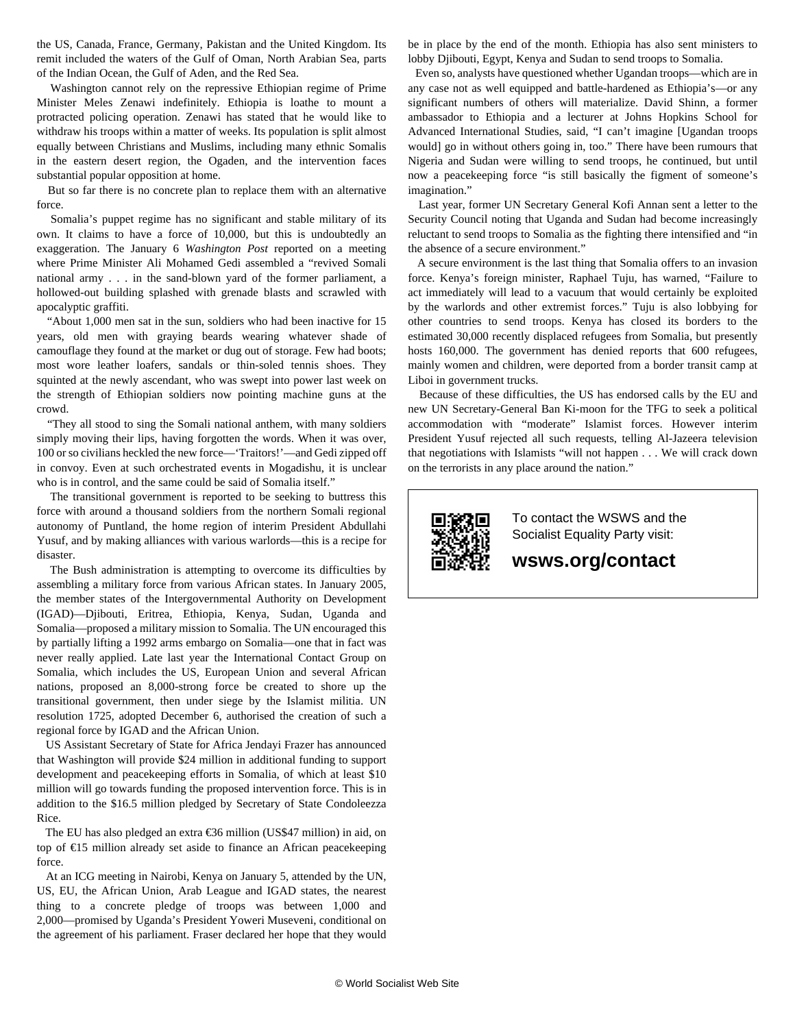the US, Canada, France, Germany, Pakistan and the United Kingdom. Its remit included the waters of the Gulf of Oman, North Arabian Sea, parts of the Indian Ocean, the Gulf of Aden, and the Red Sea.

Washington cannot rely on the repressive Ethiopian regime of Prime Minister Meles Zenawi indefinitely. Ethiopia is loathe to mount a protracted policing operation. Zenawi has stated that he would like to withdraw his troops within a matter of weeks. Its population is split almost equally between Christians and Muslims, including many ethnic Somalis in the eastern desert region, the Ogaden, and the intervention faces substantial popular opposition at home.

But so far there is no concrete plan to replace them with an alternative force.

Somalia's puppet regime has no significant and stable military of its own. It claims to have a force of 10,000, but this is undoubtedly an exaggeration. The January 6 *Washington Post* reported on a meeting where Prime Minister Ali Mohamed Gedi assembled a "revived Somali national army . . . in the sand-blown yard of the former parliament, a hollowed-out building splashed with grenade blasts and scrawled with apocalyptic graffiti.

"About 1,000 men sat in the sun, soldiers who had been inactive for 15 years, old men with graying beards wearing whatever shade of camouflage they found at the market or dug out of storage. Few had boots; most wore leather loafers, sandals or thin-soled tennis shoes. They squinted at the newly ascendant, who was swept into power last week on the strength of Ethiopian soldiers now pointing machine guns at the crowd.

"They all stood to sing the Somali national anthem, with many soldiers simply moving their lips, having forgotten the words. When it was over, 100 or so civilians heckled the new force—'Traitors!'—and Gedi zipped off in convoy. Even at such orchestrated events in Mogadishu, it is unclear who is in control, and the same could be said of Somalia itself."

The transitional government is reported to be seeking to buttress this force with around a thousand soldiers from the northern Somali regional autonomy of Puntland, the home region of interim President Abdullahi Yusuf, and by making alliances with various warlords—this is a recipe for disaster.

The Bush administration is attempting to overcome its difficulties by assembling a military force from various African states. In January 2005, the member states of the Intergovernmental Authority on Development (IGAD)—Djibouti, Eritrea, Ethiopia, Kenya, Sudan, Uganda and Somalia—proposed a military mission to Somalia. The UN encouraged this by partially lifting a 1992 arms embargo on Somalia—one that in fact was never really applied. Late last year the International Contact Group on Somalia, which includes the US, European Union and several African nations, proposed an 8,000-strong force be created to shore up the transitional government, then under siege by the Islamist militia. UN resolution 1725, adopted December 6, authorised the creation of such a regional force by IGAD and the African Union.

US Assistant Secretary of State for Africa Jendayi Frazer has announced that Washington will provide $24 million in additional funding to support development and peacekeeping efforts in Somalia, of which at least $10 million will go towards funding the proposed intervention force. This is in addition to the $16.5 million pledged by Secretary of State Condoleezza Rice.

The EU has also pledged an extra €36 million (US$47 million) in aid, on top of €15 million already set aside to finance an African peacekeeping force.

At an ICG meeting in Nairobi, Kenya on January 5, attended by the UN, US, EU, the African Union, Arab League and IGAD states, the nearest thing to a concrete pledge of troops was between 1,000 and 2,000—promised by Uganda's President Yoweri Museveni, conditional on the agreement of his parliament. Fraser declared her hope that they would be in place by the end of the month. Ethiopia has also sent ministers to lobby Djibouti, Egypt, Kenya and Sudan to send troops to Somalia.

Even so, analysts have questioned whether Ugandan troops—which are in any case not as well equipped and battle-hardened as Ethiopia's—or any significant numbers of others will materialize. David Shinn, a former ambassador to Ethiopia and a lecturer at Johns Hopkins School for Advanced International Studies, said, "I can't imagine [Ugandan troops would] go in without others going in, too." There have been rumours that Nigeria and Sudan were willing to send troops, he continued, but until now a peacekeeping force "is still basically the figment of someone's imagination."

Last year, former UN Secretary General Kofi Annan sent a letter to the Security Council noting that Uganda and Sudan had become increasingly reluctant to send troops to Somalia as the fighting there intensified and "in the absence of a secure environment."

A secure environment is the last thing that Somalia offers to an invasion force. Kenya's foreign minister, Raphael Tuju, has warned, "Failure to act immediately will lead to a vacuum that would certainly be exploited by the warlords and other extremist forces." Tuju is also lobbying for other countries to send troops. Kenya has closed its borders to the estimated 30,000 recently displaced refugees from Somalia, but presently hosts 160,000. The government has denied reports that 600 refugees, mainly women and children, were deported from a border transit camp at Liboi in government trucks.

Because of these difficulties, the US has endorsed calls by the EU and new UN Secretary-General Ban Ki-moon for the TFG to seek a political accommodation with "moderate" Islamist forces. However interim President Yusuf rejected all such requests, telling Al-Jazeera television that negotiations with Islamists "will not happen . . . We will crack down on the terrorists in any place around the nation."

To contact the WSWS and the Socialist Equality Party visit:

**wsws.org/contact**